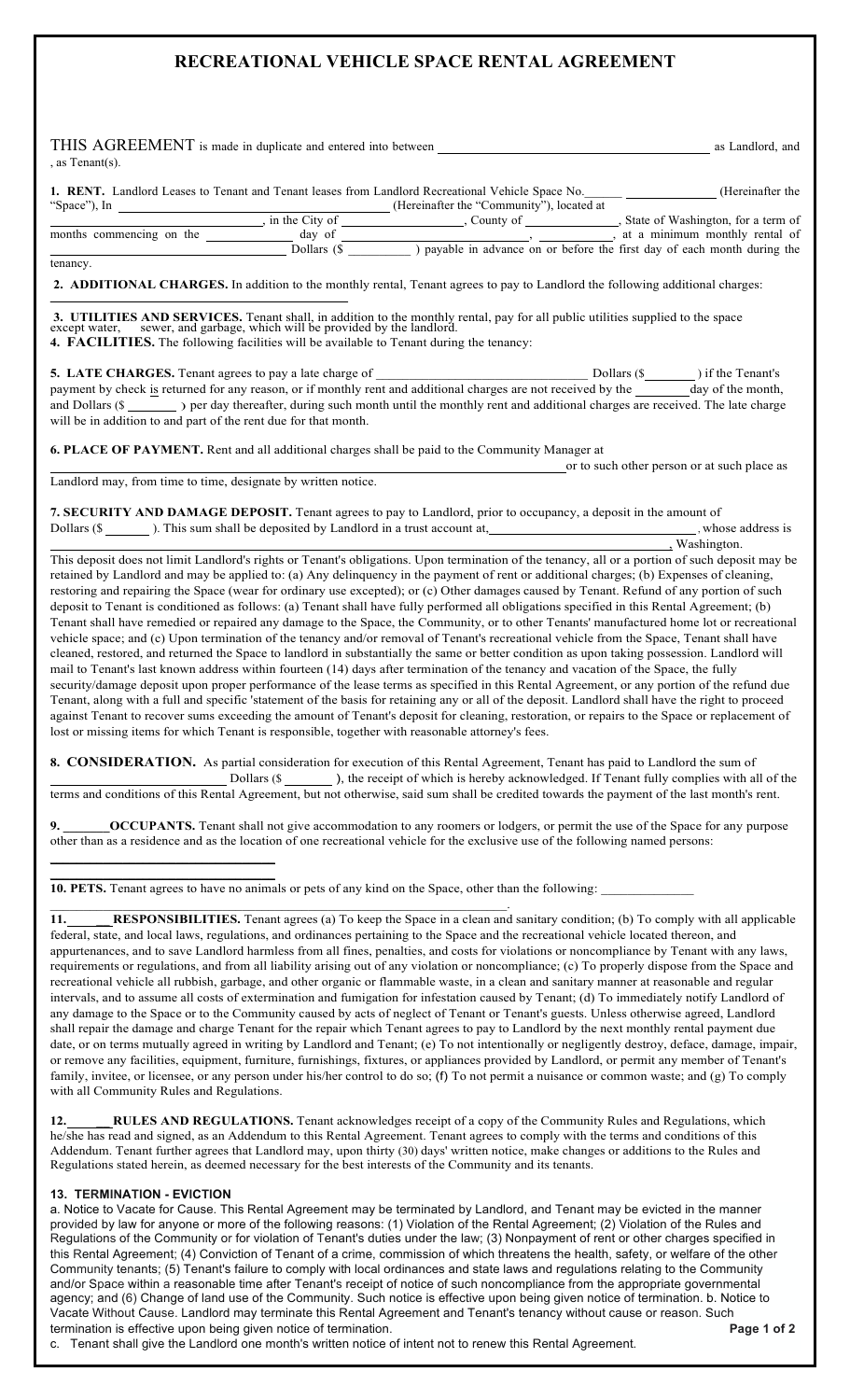# RECREATIONAL VEHICLE SPACE RENTAL AGREEMENT

THIS AGREEMENT is made in duplicate and entered into between ______________________________ as Landlord, and ______________________________, as Tenant(s).

**1. RENT.** Landlord Leases to Tenant and Tenant leases from Landlord Recreational Vehicle Space No.______ ______________ (Hereinafter the "Space"), In ______________________________ (Hereinafter the "Community"), located at ______________________________, in the City of ______________, County of ______________, State of Washington, for a term of ______________ months commencing on the ______________ day of ______________________________, ______________, at a minimum monthly rental of ______________________________ Dollars ($ __________ ) payable in advance on or before the first day of each month during the tenancy.

**2. ADDITIONAL CHARGES.** In addition to the monthly rental, Tenant agrees to pay to Landlord the following additional charges: ______________________________

**3. UTILITIES AND SERVICES.** Tenant shall, in addition to the monthly rental, pay for all public utilities supplied to the space except water, sewer, and garbage, which will be provided by the landlord.

**4. FACILITIES.** The following facilities will be available to Tenant during the tenancy:

**5. LATE CHARGES.** Tenant agrees to pay a late charge of ______________________________ Dollars ($________ ) if the Tenant's payment by check is returned for any reason, or if monthly rent and additional charges are not received by the ________ day of the month, and Dollars ($ ________ ) per day thereafter, during such month until the monthly rent and additional charges are received. The late charge will be in addition to and part of the rent due for that month.

**6. PLACE OF PAYMENT.** Rent and all additional charges shall be paid to the Community Manager at ______________________________ or to such other person or at such place as Landlord may, from time to time, designate by written notice.

**7. SECURITY AND DAMAGE DEPOSIT.** Tenant agrees to pay to Landlord, prior to occupancy, a deposit in the amount of Dollars ($ ________ ). This sum shall be deposited by Landlord in a trust account at, ______________________________, whose address is ______________________________, Washington.

This deposit does not limit Landlord's rights or Tenant's obligations. Upon termination of the tenancy, all or a portion of such deposit may be retained by Landlord and may be applied to: (a) Any delinquency in the payment of rent or additional charges; (b) Expenses of cleaning, restoring and repairing the Space (wear for ordinary use excepted); or (c) Other damages caused by Tenant. Refund of any portion of such deposit to Tenant is conditioned as follows: (a) Tenant shall have fully performed all obligations specified in this Rental Agreement; (b) Tenant shall have remedied or repaired any damage to the Space, the Community, or to other Tenants' manufactured home lot or recreational vehicle space; and (c) Upon termination of the tenancy and/or removal of Tenant's recreational vehicle from the Space, Tenant shall have cleaned, restored, and returned the Space to landlord in substantially the same or better condition as upon taking possession. Landlord will mail to Tenant's last known address within fourteen (14) days after termination of the tenancy and vacation of the Space, the fully security/damage deposit upon proper performance of the lease terms as specified in this Rental Agreement, or any portion of the refund due Tenant, along with a full and specific 'statement of the basis for retaining any or all of the deposit. Landlord shall have the right to proceed against Tenant to recover sums exceeding the amount of Tenant's deposit for cleaning, restoration, or repairs to the Space or replacement of lost or missing items for which Tenant is responsible, together with reasonable attorney's fees.

**8. CONSIDERATION.** As partial consideration for execution of this Rental Agreement, Tenant has paid to Landlord the sum of ______________________________ Dollars ($ ________ ), the receipt of which is hereby acknowledged. If Tenant fully complies with all of the terms and conditions of this Rental Agreement, but not otherwise, said sum shall be credited towards the payment of the last month's rent.

**9. _______ OCCUPANTS.** Tenant shall not give accommodation to any roomers or lodgers, or permit the use of the Space for any purpose other than as a residence and as the location of one recreational vehicle for the exclusive use of the following named persons:

______________________________

______________________________

**10. PETS.** Tenant agrees to have no animals or pets of any kind on the Space, other than the following: ______________ ______________________________.

**11. ______ RESPONSIBILITIES.** Tenant agrees (a) To keep the Space in a clean and sanitary condition; (b) To comply with all applicable federal, state, and local laws, regulations, and ordinances pertaining to the Space and the recreational vehicle located thereon, and appurtenances, and to save Landlord harmless from all fines, penalties, and costs for violations or noncompliance by Tenant with any laws, requirements or regulations, and from all liability arising out of any violation or noncompliance; (c) To properly dispose from the Space and recreational vehicle all rubbish, garbage, and other organic or flammable waste, in a clean and sanitary manner at reasonable and regular intervals, and to assume all costs of extermination and fumigation for infestation caused by Tenant; (d) To immediately notify Landlord of any damage to the Space or to the Community caused by acts of neglect of Tenant or Tenant's guests. Unless otherwise agreed, Landlord shall repair the damage and charge Tenant for the repair which Tenant agrees to pay to Landlord by the next monthly rental payment due date, or on terms mutually agreed in writing by Landlord and Tenant; (e) To not intentionally or negligently destroy, deface, damage, impair, or remove any facilities, equipment, furniture, furnishings, fixtures, or appliances provided by Landlord, or permit any member of Tenant's family, invitee, or licensee, or any person under his/her control to do so; (f) To not permit a nuisance or common waste; and (g) To comply with all Community Rules and Regulations.

**12. ______ RULES AND REGULATIONS.** Tenant acknowledges receipt of a copy of the Community Rules and Regulations, which he/she has read and signed, as an Addendum to this Rental Agreement. Tenant agrees to comply with the terms and conditions of this Addendum. Tenant further agrees that Landlord may, upon thirty (30) days' written notice, make changes or additions to the Rules and Regulations stated herein, as deemed necessary for the best interests of the Community and its tenants.

**13. TERMINATION - EVICTION**

a. Notice to Vacate for Cause. This Rental Agreement may be terminated by Landlord, and Tenant may be evicted in the manner provided by law for anyone or more of the following reasons: (1) Violation of the Rental Agreement; (2) Violation of the Rules and Regulations of the Community or for violation of Tenant's duties under the law; (3) Nonpayment of rent or other charges specified in this Rental Agreement; (4) Conviction of Tenant of a crime, commission of which threatens the health, safety, or welfare of the other Community tenants; (5) Tenant's failure to comply with local ordinances and state laws and regulations relating to the Community and/or Space within a reasonable time after Tenant's receipt of notice of such noncompliance from the appropriate governmental agency; and (6) Change of land use of the Community. Such notice is effective upon being given notice of termination. b. Notice to Vacate Without Cause. Landlord may terminate this Rental Agreement and Tenant's tenancy without cause or reason. Such termination is effective upon being given notice of termination.

c. Tenant shall give the Landlord one month's written notice of intent not to renew this Rental Agreement.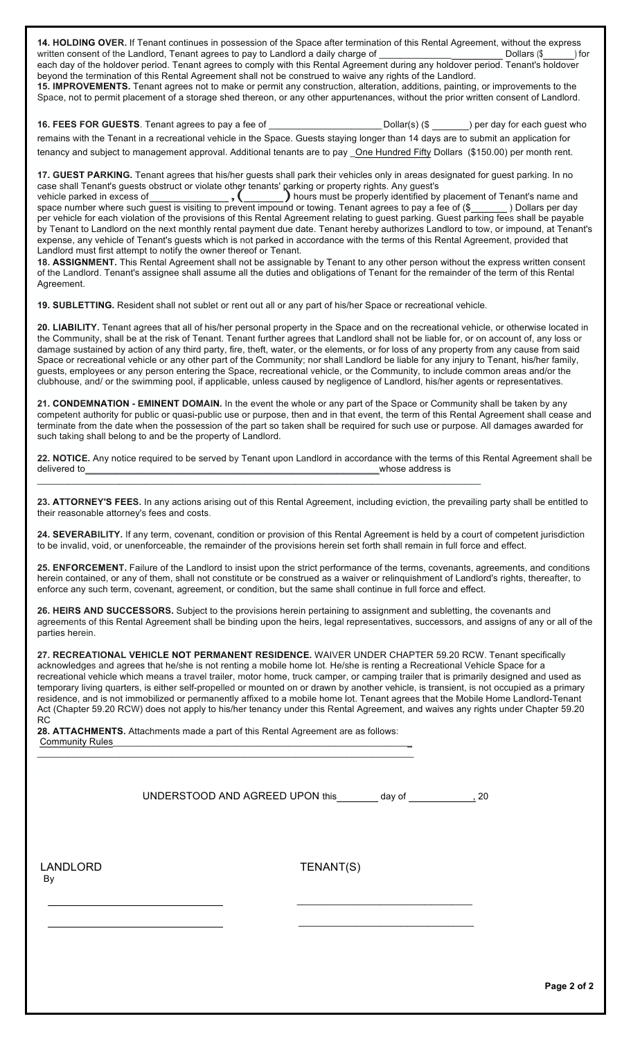**14. HOLDING OVER.** If Tenant continues in possession of the Space after termination of this Rental Agreement, without the express written consent of the Landlord, Tenant agrees to pay to Landlord a daily charge of ________________________ Dollars ($______) for each day of the holdover period. Tenant agrees to comply with this Rental Agreement during any holdover period. Tenant's holdover beyond the termination of this Rental Agreement shall not be construed to waive any rights of the Landlord.

**15. IMPROVEMENTS.** Tenant agrees not to make or permit any construction, alteration, additions, painting, or improvements to the Space, not to permit placement of a storage shed thereon, or any other appurtenances, without the prior written consent of Landlord.

**16. FEES FOR GUESTS**. Tenant agrees to pay a fee of ______________________ Dollar(s) ($ _______) per day for each guest who remains with the Tenant in a recreational vehicle in the Space. Guests staying longer than 14 days are to submit an application for tenancy and subject to management approval. Additional tenants are to pay _One Hundred Fifty Dollars ($150.00) per month rent.

**17. GUEST PARKING.** Tenant agrees that his/her guests shall park their vehicles only in areas designated for guest parking. In no case shall Tenant's guests obstruct or violate other tenants' parking or property rights. Any guest's vehicle parked in excess of _______________ , ( _______ ) hours must be properly identified by placement of Tenant's name and space number where such guest is visiting to prevent impound or towing. Tenant agrees to pay a fee of ($_______ ) Dollars per day per vehicle for each violation of the provisions of this Rental Agreement relating to guest parking. Guest parking fees shall be payable by Tenant to Landlord on the next monthly rental payment due date. Tenant hereby authorizes Landlord to tow, or impound, at Tenant's expense, any vehicle of Tenant's guests which is not parked in accordance with the terms of this Rental Agreement, provided that Landlord must first attempt to notify the owner thereof or Tenant.

**18. ASSIGNMENT.** This Rental Agreement shall not be assignable by Tenant to any other person without the express written consent of the Landlord. Tenant's assignee shall assume all the duties and obligations of Tenant for the remainder of the term of this Rental Agreement.

**19. SUBLETTING.** Resident shall not sublet or rent out all or any part of his/her Space or recreational vehicle.

**20. LIABILITY.** Tenant agrees that all of his/her personal property in the Space and on the recreational vehicle, or otherwise located in the Community, shall be at the risk of Tenant. Tenant further agrees that Landlord shall not be liable for, or on account of, any loss or damage sustained by action of any third party, fire, theft, water, or the elements, or for loss of any property from any cause from said Space or recreational vehicle or any other part of the Community; nor shall Landlord be liable for any injury to Tenant, his/her family, guests, employees or any person entering the Space, recreational vehicle, or the Community, to include common areas and/or the clubhouse, and/ or the swimming pool, if applicable, unless caused by negligence of Landlord, his/her agents or representatives.

**21. CONDEMNATION - EMINENT DOMAIN.** In the event the whole or any part of the Space or Community shall be taken by any competent authority for public or quasi-public use or purpose, then and in that event, the term of this Rental Agreement shall cease and terminate from the date when the possession of the part so taken shall be required for such use or purpose. All damages awarded for such taking shall belong to and be the property of Landlord.

**22. NOTICE.** Any notice required to be served by Tenant upon Landlord in accordance with the terms of this Rental Agreement shall be delivered to____________________________________________________whose address is
________________________________________________________________________________

**23. ATTORNEY'S FEES.** In any actions arising out of this Rental Agreement, including eviction, the prevailing party shall be entitled to their reasonable attorney's fees and costs.

**24. SEVERABILITY.** If any term, covenant, condition or provision of this Rental Agreement is held by a court of competent jurisdiction to be invalid, void, or unenforceable, the remainder of the provisions herein set forth shall remain in full force and effect.

**25. ENFORCEMENT.** Failure of the Landlord to insist upon the strict performance of the terms, covenants, agreements, and conditions herein contained, or any of them, shall not constitute or be construed as a waiver or relinquishment of Landlord's rights, thereafter, to enforce any such term, covenant, agreement, or condition, but the same shall continue in full force and effect.

**26. HEIRS AND SUCCESSORS.** Subject to the provisions herein pertaining to assignment and subletting, the covenants and agreements of this Rental Agreement shall be binding upon the heirs, legal representatives, successors, and assigns of any or all of the parties herein.

**27. RECREATIONAL VEHICLE NOT PERMANENT RESIDENCE.** WAIVER UNDER CHAPTER 59.20 RCW. Tenant specifically acknowledges and agrees that he/she is not renting a mobile home lot. He/she is renting a Recreational Vehicle Space for a recreational vehicle which means a travel trailer, motor home, truck camper, or camping trailer that is primarily designed and used as temporary living quarters, is either self-propelled or mounted on or drawn by another vehicle, is transient, is not occupied as a primary residence, and is not immobilized or permanently affixed to a mobile home lot. Tenant agrees that the Mobile Home Landlord-Tenant Act (Chapter 59.20 RCW) does not apply to his/her tenancy under this Rental Agreement, and waives any rights under Chapter 59.20 RC

**28. ATTACHMENTS.** Attachments made a part of this Rental Agreement are as follows:
Community Rules__________________________________________________________
________________________________________________________________________________

UNDERSTOOD AND AGREED UPON this________ day of ____________, 20

LANDLORD
By

_______________________________

_______________________________

TENANT(S)

_______________________________

_______________________________